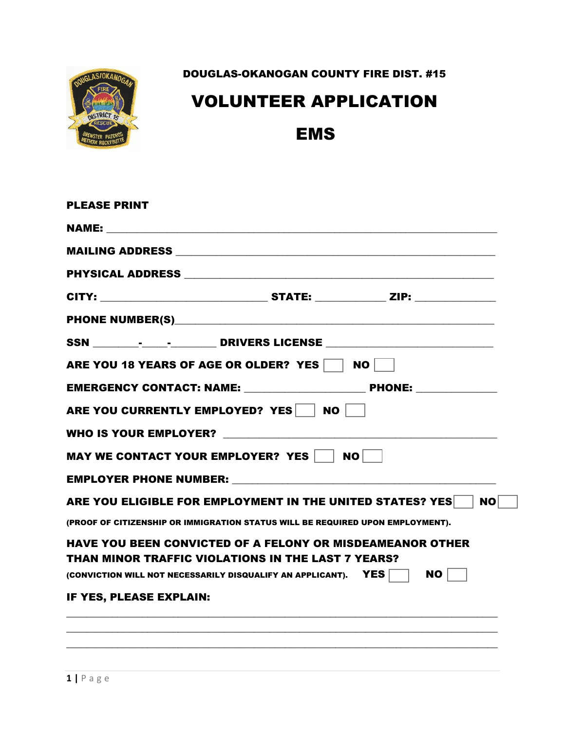DOUGLAS-OKANOGAN COUNTY FIRE DIST. #15

# VOLUNTEER APPLICATION

# EMS

**PLEASE PRINT**

**NAME:** ______________________________________________________________________

**MAILING ADDRESS** ____________________________________________________________

**PHYSICAL ADDRESS** ___________________________________________________________

**CITY:** _____________________________ **STATE:** ____________ **ZIP:** ______________

**PHONE NUMBER(S)**______________________________________________________________

**SSN** ________-_____-________ **DRIVERS LICENSE** _____________________________

**ARE YOU 18 YEARS OF AGE OR OLDER? YES** ☐ **NO** ☐

**EMERGENCY CONTACT: NAME:** _____________________ **PHONE:** ______________

**ARE YOU CURRENTLY EMPLOYED? YES** ☐ **NO** ☐

**WHO IS YOUR EMPLOYER?** _______________________________________________

**MAY WE CONTACT YOUR EMPLOYER? YES** ☐ **NO** ☐

**EMPLOYER PHONE NUMBER:** _____________________________________________

**ARE YOU ELIGIBLE FOR EMPLOYMENT IN THE UNITED STATES? YES** ☐ **NO** ☐

**(PROOF OF CITIZENSHIP OR IMMIGRATION STATUS WILL BE REQUIRED UPON EMPLOYMENT).**

**HAVE YOU BEEN CONVICTED OF A FELONY OR MISDEAMEANOR OTHER THAN MINOR TRAFFIC VIOLATIONS IN THE LAST 7 YEARS?**

**(CONVICTION WILL NOT NECESSARILY DISQUALIFY AN APPLICANT). YES** ☐ **NO** ☐

**IF YES, PLEASE EXPLAIN:**

________________________________________________________________________________

________________________________________________________________________________

________________________________________________________________________________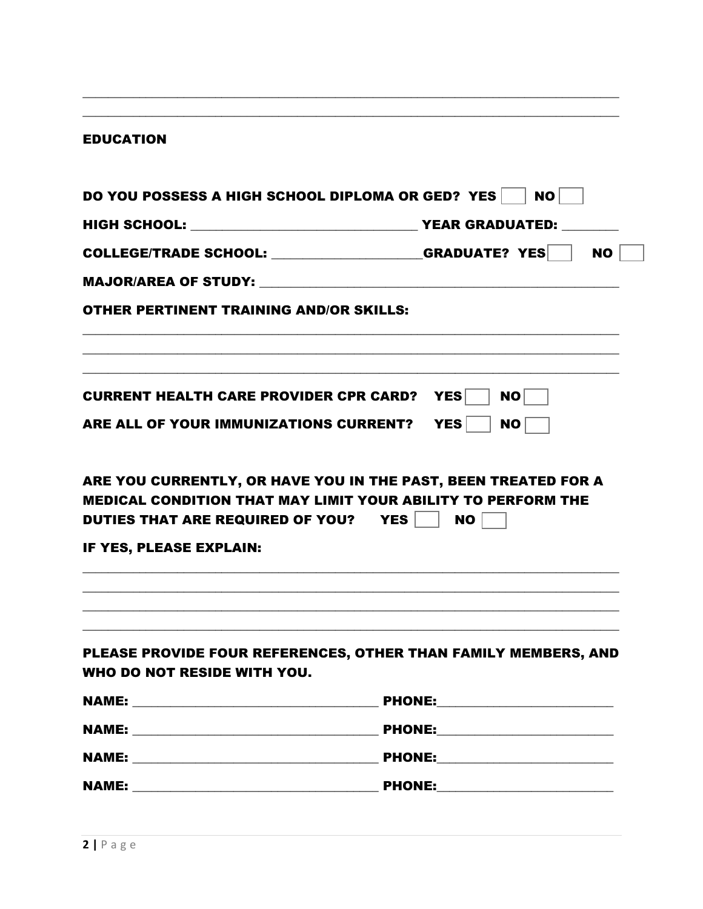\_\_\_\_\_\_\_\_\_\_\_\_\_\_\_\_\_\_\_\_\_\_\_\_\_\_\_\_\_\_\_\_\_\_\_\_\_\_\_\_\_\_\_\_\_\_\_\_\_\_\_\_\_\_\_\_\_\_\_\_\_\_\_\_\_\_\_\_\_\_\_\_\_\_\_\_\_\_

\_\_\_\_\_\_\_\_\_\_\_\_\_\_\_\_\_\_\_\_\_\_\_\_\_\_\_\_\_\_\_\_\_\_\_\_\_\_\_\_\_\_\_\_\_\_\_\_\_\_\_\_\_\_\_\_\_\_\_\_\_\_\_\_\_\_\_\_\_\_\_\_\_\_\_\_\_\_

**EDUCATION**

**DO YOU POSSESS A HIGH SCHOOL DIPLOMA OR GED? YES ☐ NO ☐**

**HIGH SCHOOL:** \_\_\_\_\_\_\_\_\_\_\_\_\_\_\_\_\_\_\_\_\_\_\_\_\_\_\_\_\_\_\_\_\_\_ **YEAR GRADUATED:** \_\_\_\_\_\_\_\_

**COLLEGE/TRADE SCHOOL:** \_\_\_\_\_\_\_\_\_\_\_\_\_\_\_\_\_\_\_\_\_\_**GRADUATE? YES ☐ NO ☐**

**MAJOR/AREA OF STUDY:** \_\_\_\_\_\_\_\_\_\_\_\_\_\_\_\_\_\_\_\_\_\_\_\_\_\_\_\_\_\_\_\_\_\_\_\_\_\_\_\_\_\_\_\_\_\_\_\_\_\_\_\_

**OTHER PERTINENT TRAINING AND/OR SKILLS:**

\_\_\_\_\_\_\_\_\_\_\_\_\_\_\_\_\_\_\_\_\_\_\_\_\_\_\_\_\_\_\_\_\_\_\_\_\_\_\_\_\_\_\_\_\_\_\_\_\_\_\_\_\_\_\_\_\_\_\_\_\_\_\_\_\_\_\_\_\_\_\_\_\_\_\_\_\_\_

\_\_\_\_\_\_\_\_\_\_\_\_\_\_\_\_\_\_\_\_\_\_\_\_\_\_\_\_\_\_\_\_\_\_\_\_\_\_\_\_\_\_\_\_\_\_\_\_\_\_\_\_\_\_\_\_\_\_\_\_\_\_\_\_\_\_\_\_\_\_\_\_\_\_\_\_\_\_

\_\_\_\_\_\_\_\_\_\_\_\_\_\_\_\_\_\_\_\_\_\_\_\_\_\_\_\_\_\_\_\_\_\_\_\_\_\_\_\_\_\_\_\_\_\_\_\_\_\_\_\_\_\_\_\_\_\_\_\_\_\_\_\_\_\_\_\_\_\_\_\_\_\_\_\_\_\_

**CURRENT HEALTH CARE PROVIDER CPR CARD? YES ☐ NO ☐**

**ARE ALL OF YOUR IMMUNIZATIONS CURRENT? YES ☐ NO ☐**

**ARE YOU CURRENTLY, OR HAVE YOU IN THE PAST, BEEN TREATED FOR A MEDICAL CONDITION THAT MAY LIMIT YOUR ABILITY TO PERFORM THE DUTIES THAT ARE REQUIRED OF YOU? YES ☐ NO ☐**

**IF YES, PLEASE EXPLAIN:**

\_\_\_\_\_\_\_\_\_\_\_\_\_\_\_\_\_\_\_\_\_\_\_\_\_\_\_\_\_\_\_\_\_\_\_\_\_\_\_\_\_\_\_\_\_\_\_\_\_\_\_\_\_\_\_\_\_\_\_\_\_\_\_\_\_\_\_\_\_\_\_\_\_\_\_\_\_\_

\_\_\_\_\_\_\_\_\_\_\_\_\_\_\_\_\_\_\_\_\_\_\_\_\_\_\_\_\_\_\_\_\_\_\_\_\_\_\_\_\_\_\_\_\_\_\_\_\_\_\_\_\_\_\_\_\_\_\_\_\_\_\_\_\_\_\_\_\_\_\_\_\_\_\_\_\_\_

\_\_\_\_\_\_\_\_\_\_\_\_\_\_\_\_\_\_\_\_\_\_\_\_\_\_\_\_\_\_\_\_\_\_\_\_\_\_\_\_\_\_\_\_\_\_\_\_\_\_\_\_\_\_\_\_\_\_\_\_\_\_\_\_\_\_\_\_\_\_\_\_\_\_\_\_\_\_

\_\_\_\_\_\_\_\_\_\_\_\_\_\_\_\_\_\_\_\_\_\_\_\_\_\_\_\_\_\_\_\_\_\_\_\_\_\_\_\_\_\_\_\_\_\_\_\_\_\_\_\_\_\_\_\_\_\_\_\_\_\_\_\_\_\_\_\_\_\_\_\_\_\_\_\_\_\_

**PLEASE PROVIDE FOUR REFERENCES, OTHER THAN FAMILY MEMBERS, AND WHO DO NOT RESIDE WITH YOU.**

**NAME:** \_\_\_\_\_\_\_\_\_\_\_\_\_\_\_\_\_\_\_\_\_\_\_\_\_\_\_\_\_\_\_\_\_\_\_\_\_ **PHONE:**\_\_\_\_\_\_\_\_\_\_\_\_\_\_\_\_\_\_\_\_\_\_\_\_\_\_

**NAME:** \_\_\_\_\_\_\_\_\_\_\_\_\_\_\_\_\_\_\_\_\_\_\_\_\_\_\_\_\_\_\_\_\_\_\_\_\_ **PHONE:**\_\_\_\_\_\_\_\_\_\_\_\_\_\_\_\_\_\_\_\_\_\_\_\_\_\_

**NAME:** \_\_\_\_\_\_\_\_\_\_\_\_\_\_\_\_\_\_\_\_\_\_\_\_\_\_\_\_\_\_\_\_\_\_\_\_\_ **PHONE:**\_\_\_\_\_\_\_\_\_\_\_\_\_\_\_\_\_\_\_\_\_\_\_\_\_\_

**NAME:** \_\_\_\_\_\_\_\_\_\_\_\_\_\_\_\_\_\_\_\_\_\_\_\_\_\_\_\_\_\_\_\_\_\_\_\_\_ **PHONE:**\_\_\_\_\_\_\_\_\_\_\_\_\_\_\_\_\_\_\_\_\_\_\_\_\_\_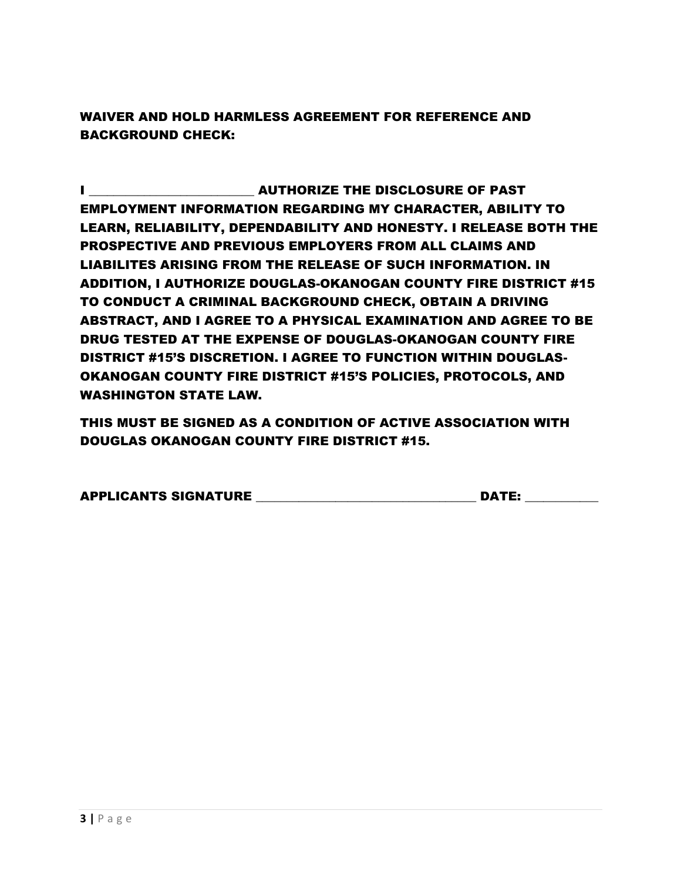**WAIVER AND HOLD HARMLESS AGREEMENT FOR REFERENCE AND BACKGROUND CHECK:**

**I \_\_\_\_\_\_\_\_\_\_\_\_\_\_\_\_\_\_\_\_\_\_\_\_\_\_\_ AUTHORIZE THE DISCLOSURE OF PAST EMPLOYMENT INFORMATION REGARDING MY CHARACTER, ABILITY TO LEARN, RELIABILITY, DEPENDABILITY AND HONESTY. I RELEASE BOTH THE PROSPECTIVE AND PREVIOUS EMPLOYERS FROM ALL CLAIMS AND LIABILITES ARISING FROM THE RELEASE OF SUCH INFORMATION. IN ADDITION, I AUTHORIZE DOUGLAS-OKANOGAN COUNTY FIRE DISTRICT #15 TO CONDUCT A CRIMINAL BACKGROUND CHECK, OBTAIN A DRIVING ABSTRACT, AND I AGREE TO A PHYSICAL EXAMINATION AND AGREE TO BE DRUG TESTED AT THE EXPENSE OF DOUGLAS-OKANOGAN COUNTY FIRE DISTRICT #15'S DISCRETION. I AGREE TO FUNCTION WITHIN DOUGLAS-OKANOGAN COUNTY FIRE DISTRICT #15'S POLICIES, PROTOCOLS, AND WASHINGTON STATE LAW.**

**THIS MUST BE SIGNED AS A CONDITION OF ACTIVE ASSOCIATION WITH DOUGLAS OKANOGAN COUNTY FIRE DISTRICT #15.**

**APPLICANTS SIGNATURE \_\_\_\_\_\_\_\_\_\_\_\_\_\_\_\_\_\_\_\_\_\_\_\_\_\_\_\_\_\_\_\_\_\_\_\_\_ DATE: \_\_\_\_\_\_\_\_\_\_\_\_**